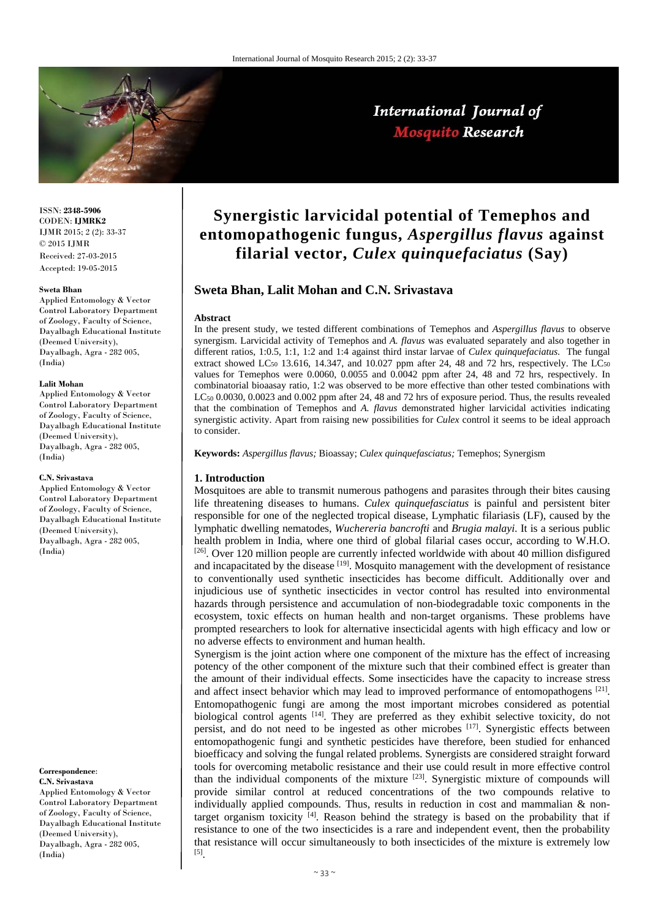# Synergistic larvicidal potential of Temephos and entomopathogenic fungus, *Aspergillus flavus* against filarial vector, *Culex quinquefaciatus* (Say)

**Sweta Bhan, Lalit Mohan and C.N. Srivastava**

ISSN: **2348-5906**
CODEN: **IJMRK2**
IJMR 2015; 2 (2): 33-37
© 2015 IJMR
Received: 27-03-2015
Accepted: 19-05-2015

**Sweta Bhan**
Applied Entomology & Vector Control Laboratory Department of Zoology, Faculty of Science, Dayalbagh Educational Institute (Deemed University), Dayalbagh, Agra - 282 005, (India)

**Lalit Mohan**
Applied Entomology & Vector Control Laboratory Department of Zoology, Faculty of Science, Dayalbagh Educational Institute (Deemed University), Dayalbagh, Agra - 282 005, (India)

**C.N. Srivastava**
Applied Entomology & Vector Control Laboratory Department of Zoology, Faculty of Science, Dayalbagh Educational Institute (Deemed University), Dayalbagh, Agra - 282 005, (India)

**Correspondence**:
**C.N. Srivastava**
Applied Entomology & Vector Control Laboratory Department of Zoology, Faculty of Science, Dayalbagh Educational Institute (Deemed University), Dayalbagh, Agra - 282 005, (India)

**Abstract**

In the present study, we tested different combinations of Temephos and *Aspergillus flavus* to observe synergism. Larvicidal activity of Temephos and *A. flavus* was evaluated separately and also together in different ratios, 1:0.5, 1:1, 1:2 and 1:4 against third instar larvae of *Culex quinquefaciatus.* The fungal extract showed $LC_{50}$ 13.616, 14.347, and 10.027 ppm after 24, 48 and 72 hrs, respectively. The $LC_{50}$ values for Temephos were 0.0060, 0.0055 and 0.0042 ppm after 24, 48 and 72 hrs, respectively. In combinatorial bioaasay ratio, 1:2 was observed to be more effective than other tested combinations with $LC_{50}$ 0.0030, 0.0023 and 0.002 ppm after 24, 48 and 72 hrs of exposure period. Thus, the results revealed that the combination of Temephos and *A. flavus* demonstrated higher larvicidal activities indicating synergistic activity. Apart from raising new possibilities for *Culex* control it seems to be ideal approach to consider.

**Keywords:** *Aspergillus flavus;* Bioassay; *Culex quinquefasciatus;* Temephos; Synergism

## 1. Introduction

Mosquitoes are able to transmit numerous pathogens and parasites through their bites causing life threatening diseases to humans. *Culex quinquefasciatus* is painful and persistent biter responsible for one of the neglected tropical disease, Lymphatic filariasis (LF), caused by the lymphatic dwelling nematodes, *Wuchereria bancrofti* and *Brugia malayi*. It is a serious public health problem in India, where one third of global filarial cases occur, according to W.H.O. [26]. Over 120 million people are currently infected worldwide with about 40 million disfigured and incapacitated by the disease [19]. Mosquito management with the development of resistance to conventionally used synthetic insecticides has become difficult. Additionally over and injudicious use of synthetic insecticides in vector control has resulted into environmental hazards through persistence and accumulation of non-biodegradable toxic components in the ecosystem, toxic effects on human health and non-target organisms. These problems have prompted researchers to look for alternative insecticidal agents with high efficacy and low or no adverse effects to environment and human health.

Synergism is the joint action where one component of the mixture has the effect of increasing potency of the other component of the mixture such that their combined effect is greater than the amount of their individual effects. Some insecticides have the capacity to increase stress and affect insect behavior which may lead to improved performance of entomopathogens [21]. Entomopathogenic fungi are among the most important microbes considered as potential biological control agents [14]. They are preferred as they exhibit selective toxicity, do not persist, and do not need to be ingested as other microbes [17]. Synergistic effects between entomopathogenic fungi and synthetic pesticides have therefore, been studied for enhanced bioefficacy and solving the fungal related problems. Synergists are considered straight forward tools for overcoming metabolic resistance and their use could result in more effective control than the individual components of the mixture [23]. Synergistic mixture of compounds will provide similar control at reduced concentrations of the two compounds relative to individually applied compounds. Thus, results in reduction in cost and mammalian & non-target organism toxicity [4]. Reason behind the strategy is based on the probability that if resistance to one of the two insecticides is a rare and independent event, then the probability that resistance will occur simultaneously to both insecticides of the mixture is extremely low [5].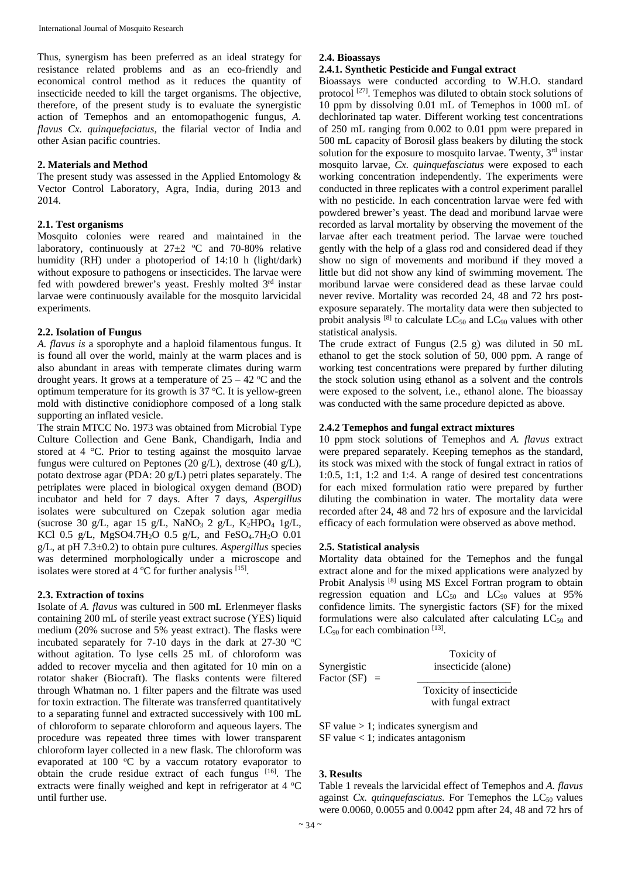Thus, synergism has been preferred as an ideal strategy for resistance related problems and as an eco-friendly and economical control method as it reduces the quantity of insecticide needed to kill the target organisms. The objective, therefore, of the present study is to evaluate the synergistic action of Temephos and an entomopathogenic fungus, *A. flavus Cx. quinquefaciatus*, the filarial vector of India and other Asian pacific countries.

## 2. Materials and Method

The present study was assessed in the Applied Entomology & Vector Control Laboratory, Agra, India, during 2013 and 2014.

### 2.1. Test organisms

Mosquito colonies were reared and maintained in the laboratory, continuously at 27±2 ºC and 70-80% relative humidity (RH) under a photoperiod of 14:10 h (light/dark) without exposure to pathogens or insecticides. The larvae were fed with powdered brewer's yeast. Freshly molted 3rd instar larvae were continuously available for the mosquito larvicidal experiments.

### 2.2. Isolation of Fungus

*A. flavus is* a sporophyte and a haploid filamentous fungus. It is found all over the world, mainly at the warm places and is also abundant in areas with temperate climates during warm drought years. It grows at a temperature of 25 – 42 ºC and the optimum temperature for its growth is 37 ºC. It is yellow-green mold with distinctive conidiophore composed of a long stalk supporting an inflated vesicle.

The strain MTCC No. 1973 was obtained from Microbial Type Culture Collection and Gene Bank, Chandigarh, India and stored at 4 °C. Prior to testing against the mosquito larvae fungus were cultured on Peptones (20 g/L), dextrose (40 g/L), potato dextrose agar (PDA: 20 g/L) petri plates separately. The petriplates were placed in biological oxygen demand (BOD) incubator and held for 7 days. After 7 days, *Aspergillus* isolates were subcultured on Czepak solution agar media (sucrose 30 g/L, agar 15 g/L, $NaNO_3$ 2 g/L, $K_2HPO_4$ 1g/L, KCl 0.5 g/L, $MgSO4.7H_2O$ 0.5 g/L, and $FeSO_4.7H_2O$ 0.01 g/L, at pH 7.3±0.2) to obtain pure cultures. *Aspergillus* species was determined morphologically under a microscope and isolates were stored at 4 ºC for further analysis [15].

### 2.3. Extraction of toxins

Isolate of *A. flavus* was cultured in 500 mL Erlenmeyer flasks containing 200 mL of sterile yeast extract sucrose (YES) liquid medium (20% sucrose and 5% yeast extract). The flasks were incubated separately for 7-10 days in the dark at 27-30 ºC without agitation. To lyse cells 25 mL of chloroform was added to recover mycelia and then agitated for 10 min on a rotator shaker (Biocraft). The flasks contents were filtered through Whatman no. 1 filter papers and the filtrate was used for toxin extraction. The filterate was transferred quantitatively to a separating funnel and extracted successively with 100 mL of chloroform to separate chloroform and aqueous layers. The procedure was repeated three times with lower transparent chloroform layer collected in a new flask. The chloroform was evaporated at 100 ºC by a vaccum rotatory evaporator to obtain the crude residue extract of each fungus [16]. The extracts were finally weighed and kept in refrigerator at 4 ºC until further use.

### 2.4. Bioassays

#### 2.4.1. Synthetic Pesticide and Fungal extract

Bioassays were conducted according to W.H.O. standard protocol [27]. Temephos was diluted to obtain stock solutions of 10 ppm by dissolving 0.01 mL of Temephos in 1000 mL of dechlorinated tap water. Different working test concentrations of 250 mL ranging from 0.002 to 0.01 ppm were prepared in 500 mL capacity of Borosil glass beakers by diluting the stock solution for the exposure to mosquito larvae. Twenty, 3rd instar mosquito larvae, *Cx. quinquefasciatus* were exposed to each working concentration independently. The experiments were conducted in three replicates with a control experiment parallel with no pesticide. In each concentration larvae were fed with powdered brewer's yeast. The dead and moribund larvae were recorded as larval mortality by observing the movement of the larvae after each treatment period. The larvae were touched gently with the help of a glass rod and considered dead if they show no sign of movements and moribund if they moved a little but did not show any kind of swimming movement. The moribund larvae were considered dead as these larvae could never revive. Mortality was recorded 24, 48 and 72 hrs post-exposure separately. The mortality data were then subjected to probit analysis [8] to calculate $LC_{50}$ and $LC_{90}$ values with other statistical analysis.

The crude extract of Fungus (2.5 g) was diluted in 50 mL ethanol to get the stock solution of 50, 000 ppm. A range of working test concentrations were prepared by further diluting the stock solution using ethanol as a solvent and the controls were exposed to the solvent, i.e., ethanol alone. The bioassay was conducted with the same procedure depicted as above.

#### 2.4.2 Temephos and fungal extract mixtures

10 ppm stock solutions of Temephos and *A. flavus* extract were prepared separately. Keeping temephos as the standard, its stock was mixed with the stock of fungal extract in ratios of 1:0.5, 1:1, 1:2 and 1:4. A range of desired test concentrations for each mixed formulation ratio were prepared by further diluting the combination in water. The mortality data were recorded after 24, 48 and 72 hrs of exposure and the larvicidal efficacy of each formulation were observed as above method.

### 2.5. Statistical analysis

Mortality data obtained for the Temephos and the fungal extract alone and for the mixed applications were analyzed by Probit Analysis [8] using MS Excel Fortran program to obtain regression equation and $LC_{50}$ and $LC_{90}$ values at 95% confidence limits. The synergistic factors (SF) for the mixed formulations were also calculated after calculating $LC_{50}$ and $LC_{90}$ for each combination [13].

$$\text{Synergistic Factor (SF)} = \frac{\text{Toxicity of insecticide (alone)}}{\text{Toxicity of insecticide with fungal extract}}$$

SF value > 1; indicates synergism and
SF value < 1; indicates antagonism

## 3. Results

Table 1 reveals the larvicidal effect of Temephos and *A. flavus* against *Cx. quinquefasciatus.* For Temephos the $LC_{50}$ values were 0.0060, 0.0055 and 0.0042 ppm after 24, 48 and 72 hrs of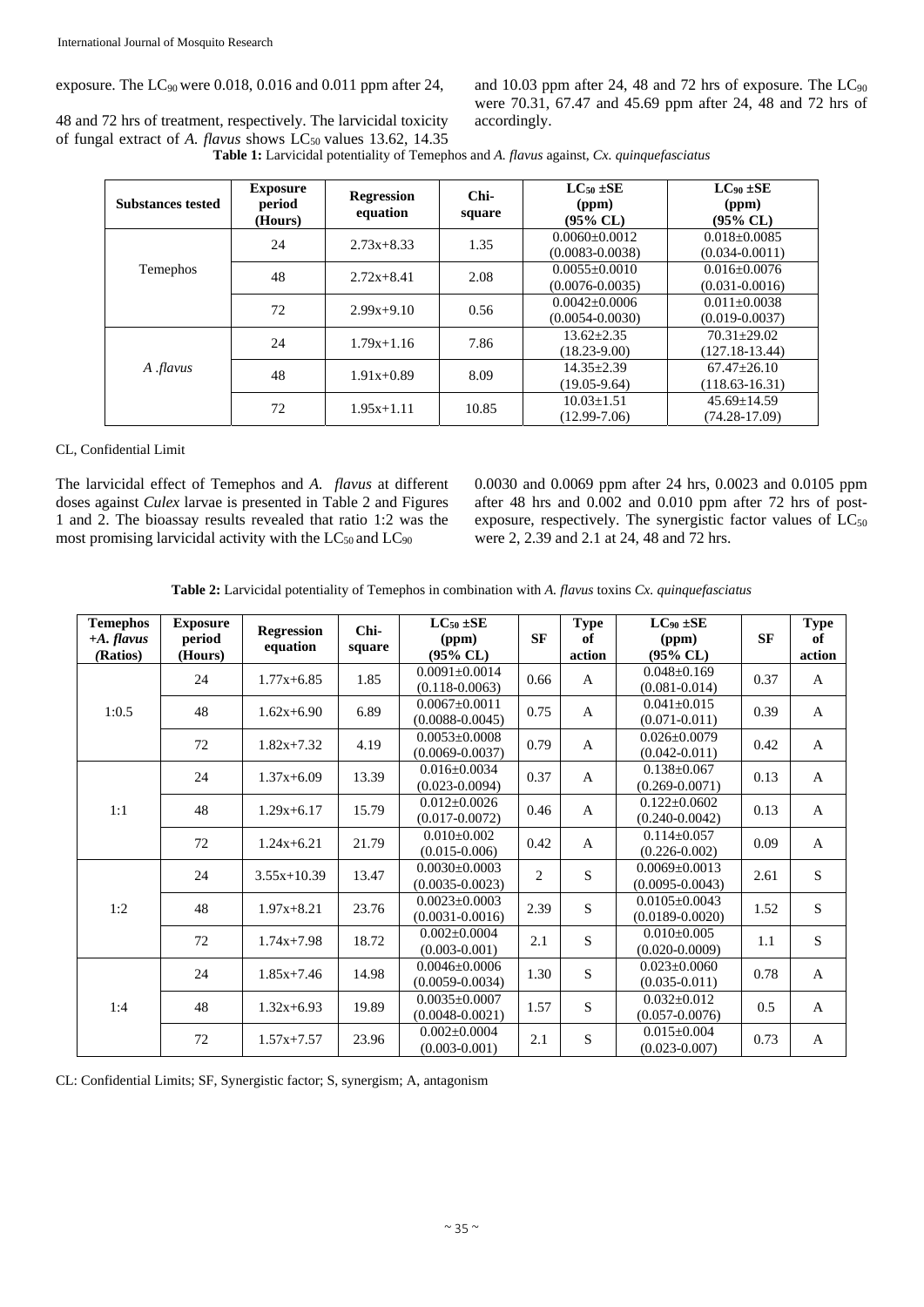exposure. The $LC_{90}$ were 0.018, 0.016 and 0.011 ppm after 24, 48 and 72 hrs of treatment, respectively. The larvicidal toxicity of fungal extract of *A. flavus* shows $LC_{50}$ values 13.62, 14.35 and 10.03 ppm after 24, 48 and 72 hrs of exposure. The $LC_{90}$ were 70.31, 67.47 and 45.69 ppm after 24, 48 and 72 hrs of accordingly.

**Table 1:** Larvicidal potentiality of Temephos and *A. flavus* against, *Cx. quinquefasciatus*

| Substances tested | Exposure period (Hours) | Regression equation | Chi-square | $LC_{50}$ ±SE (ppm) (95% CL) | $LC_{90}$ ±SE (ppm) (95% CL) |
|---|---|---|---|---|---|
| Temephos | 24 | 2.73x+8.33 | 1.35 | 0.0060±0.0012 (0.0083-0.0038) | 0.018±0.0085 (0.034-0.0011) |
| | 48 | 2.72x+8.41 | 2.08 | 0.0055±0.0010 (0.0076-0.0035) | 0.016±0.0076 (0.031-0.0016) |
| | 72 | 2.99x+9.10 | 0.56 | 0.0042±0.0006 (0.0054-0.0030) | 0.011±0.0038 (0.019-0.0037) |
| *A .flavus* | 24 | 1.79x+1.16 | 7.86 | 13.62±2.35 (18.23-9.00) | 70.31±29.02 (127.18-13.44) |
| | 48 | 1.91x+0.89 | 8.09 | 14.35±2.39 (19.05-9.64) | 67.47±26.10 (118.63-16.31) |
| | 72 | 1.95x+1.11 | 10.85 | 10.03±1.51 (12.99-7.06) | 45.69±14.59 (74.28-17.09) |

CL, Confidential Limit

The larvicidal effect of Temephos and *A. flavus* at different doses against *Culex* larvae is presented in Table 2 and Figures 1 and 2. The bioassay results revealed that ratio 1:2 was the most promising larvicidal activity with the $LC_{50}$ and $LC_{90}$ 0.0030 and 0.0069 ppm after 24 hrs, 0.0023 and 0.0105 ppm after 48 hrs and 0.002 and 0.010 ppm after 72 hrs of post-exposure, respectively. The synergistic factor values of $LC_{50}$ were 2, 2.39 and 2.1 at 24, 48 and 72 hrs.

**Table 2:** Larvicidal potentiality of Temephos in combination with *A. flavus* toxins *Cx. quinquefasciatus*

| Temephos +*A. flavus* (Ratios) | Exposure period (Hours) | Regression equation | Chi-square | $LC_{50}$ ±SE (ppm) (95% CL) | SF | Type of action | $LC_{90}$ ±SE (ppm) (95% CL) | SF | Type of action |
|---|---|---|---|---|---|---|---|---|---|
| 1:0.5 | 24 | 1.77x+6.85 | 1.85 | 0.0091±0.0014 (0.118-0.0063) | 0.66 | A | 0.048±0.169 (0.081-0.014) | 0.37 | A |
| | 48 | 1.62x+6.90 | 6.89 | 0.0067±0.0011 (0.0088-0.0045) | 0.75 | A | 0.041±0.015 (0.071-0.011) | 0.39 | A |
| | 72 | 1.82x+7.32 | 4.19 | 0.0053±0.0008 (0.0069-0.0037) | 0.79 | A | 0.026±0.0079 (0.042-0.011) | 0.42 | A |
| 1:1 | 24 | 1.37x+6.09 | 13.39 | 0.016±0.0034 (0.023-0.0094) | 0.37 | A | 0.138±0.067 (0.269-0.0071) | 0.13 | A |
| | 48 | 1.29x+6.17 | 15.79 | 0.012±0.0026 (0.017-0.0072) | 0.46 | A | 0.122±0.0602 (0.240-0.0042) | 0.13 | A |
| | 72 | 1.24x+6.21 | 21.79 | 0.010±0.002 (0.015-0.006) | 0.42 | A | 0.114±0.057 (0.226-0.002) | 0.09 | A |
| 1:2 | 24 | 3.55x+10.39 | 13.47 | 0.0030±0.0003 (0.0035-0.0023) | 2 | S | 0.0069±0.0013 (0.0095-0.0043) | 2.61 | S |
| | 48 | 1.97x+8.21 | 23.76 | 0.0023±0.0003 (0.0031-0.0016) | 2.39 | S | 0.0105±0.0043 (0.0189-0.0020) | 1.52 | S |
| | 72 | 1.74x+7.98 | 18.72 | 0.002±0.0004 (0.003-0.001) | 2.1 | S | 0.010±0.005 (0.020-0.0009) | 1.1 | S |
| 1:4 | 24 | 1.85x+7.46 | 14.98 | 0.0046±0.0006 (0.0059-0.0034) | 1.30 | S | 0.023±0.0060 (0.035-0.011) | 0.78 | A |
| | 48 | 1.32x+6.93 | 19.89 | 0.0035±0.0007 (0.0048-0.0021) | 1.57 | S | 0.032±0.012 (0.057-0.0076) | 0.5 | A |
| | 72 | 1.57x+7.57 | 23.96 | 0.002±0.0004 (0.003-0.001) | 2.1 | S | 0.015±0.004 (0.023-0.007) | 0.73 | A |

CL: Confidential Limits; SF, Synergistic factor; S, synergism; A, antagonism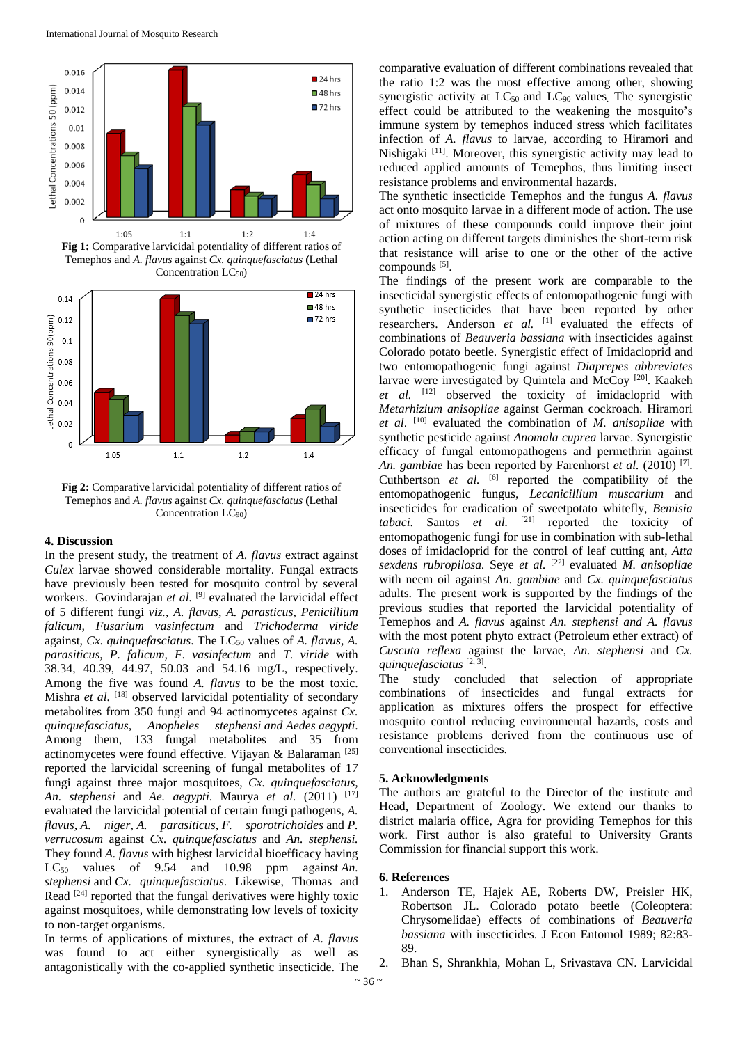**Fig 1:** Comparative larvicidal potentiality of different ratios of Temephos and *A. flavus* against *Cx. quinquefasciatus* **(**Lethal Concentration $LC_{50}$)

**Fig 2:** Comparative larvicidal potentiality of different ratios of Temephos and *A. flavus* against *Cx. quinquefasciatus* **(**Lethal Concentration $LC_{90}$)

## 4. Discussion

In the present study, the treatment of *A. flavus* extract against *Culex* larvae showed considerable mortality. Fungal extracts have previously been tested for mosquito control by several workers. Govindarajan *et al.* [9] evaluated the larvicidal effect of 5 different fungi *viz., A. flavus*, *A. parasticus, Penicillium falicum, Fusarium vasinfectum* and *Trichoderma viride* against, *Cx. quinquefasciatus*. The $LC_{50}$ values of *A. flavus*, *A. parasiticus*, *P. falicum, F. vasinfectum* and *T. viride* with 38.34, 40.39, 44.97, 50.03 and 54.16 mg/L, respectively. Among the five was found *A. flavus* to be the most toxic. Mishra *et al.* [18] observed larvicidal potentiality of secondary metabolites from 350 fungi and 94 actinomycetes against *Cx. quinquefasciatus, Anopheles stephensi and Aedes aegypti*. Among them, 133 fungal metabolites and 35 from actinomycetes were found effective. Vijayan & Balaraman [25] reported the larvicidal screening of fungal metabolites of 17 fungi against three major mosquitoes, *Cx. quinquefasciatus*, *An. stephensi* and *Ae. aegypti*. Maurya *et al.* (2011) [17] evaluated the larvicidal potential of certain fungi pathogens, *A. flavus, A. niger, A. parasiticus, F. sporotrichoides* and *P. verrucosum* against *Cx. quinquefasciatus* and *An. stephensi.* They found *A. flavus* with highest larvicidal bioefficacy having $LC_{50}$ values of 9.54 and 10.98 ppm against *An. stephensi* and *Cx. quinquefasciatus*. Likewise, Thomas and Read [24] reported that the fungal derivatives were highly toxic against mosquitoes, while demonstrating low levels of toxicity to non-target organisms.

In terms of applications of mixtures, the extract of *A. flavus* was found to act either synergistically as well as antagonistically with the co-applied synthetic insecticide. The comparative evaluation of different combinations revealed that the ratio 1:2 was the most effective among other, showing synergistic activity at $LC_{50}$ and $LC_{90}$ values. The synergistic effect could be attributed to the weakening the mosquito's immune system by temephos induced stress which facilitates infection of *A. flavus* to larvae, according to Hiramori and Nishigaki [11]. Moreover, this synergistic activity may lead to reduced applied amounts of Temephos, thus limiting insect resistance problems and environmental hazards.

The synthetic insecticide Temephos and the fungus *A. flavus* act onto mosquito larvae in a different mode of action. The use of mixtures of these compounds could improve their joint action acting on different targets diminishes the short-term risk that resistance will arise to one or the other of the active compounds [5].

The findings of the present work are comparable to the insecticidal synergistic effects of entomopathogenic fungi with synthetic insecticides that have been reported by other researchers. Anderson *et al.* [1] evaluated the effects of combinations of *Beauveria bassiana* with insecticides against Colorado potato beetle. Synergistic effect of Imidacloprid and two entomopathogenic fungi against *Diaprepes abbreviates* larvae were investigated by Quintela and McCoy [20]. Kaakeh *et al.* [12] observed the toxicity of imidacloprid with *Metarhizium anisopliae* against German cockroach. Hiramori *et al*. [10] evaluated the combination of *M. anisopliae* with synthetic pesticide against *Anomala cuprea* larvae. Synergistic efficacy of fungal entomopathogens and permethrin against *An. gambiae* has been reported by Farenhorst *et al.* (2010) [7]. Cuthbertson *et al.* [6] reported the compatibility of the entomopathogenic fungus, *Lecanicillium muscarium* and insecticides for eradication of sweetpotato whitefly, *Bemisia tabaci*. Santos *et al.* [21] reported the toxicity of entomopathogenic fungi for use in combination with sub-lethal doses of imidacloprid for the control of leaf cutting ant, *Atta sexdens rubropilosa.* Seye *et al.* [22] evaluated *M. anisopliae* with neem oil against *An. gambiae* and *Cx. quinquefasciatus* adults. The present work is supported by the findings of the previous studies that reported the larvicidal potentiality of Temephos and *A. flavus* against *An. stephensi and A. flavus* with the most potent phyto extract (Petroleum ether extract) of *Cuscuta reflexa* against the larvae, *An. stephensi* and *Cx. quinquefasciatus* [2, 3].

The study concluded that selection of appropriate combinations of insecticides and fungal extracts for application as mixtures offers the prospect for effective mosquito control reducing environmental hazards, costs and resistance problems derived from the continuous use of conventional insecticides.

## 5. Acknowledgments

The authors are grateful to the Director of the institute and Head, Department of Zoology. We extend our thanks to district malaria office, Agra for providing Temephos for this work. First author is also grateful to University Grants Commission for financial support this work.

## 6. References

1. Anderson TE, Hajek AE, Roberts DW, Preisler HK, Robertson JL. Colorado potato beetle (Coleoptera: Chrysomelidae) effects of combinations of *Beauveria bassiana* with insecticides. J Econ Entomol 1989; 82:83-89.
2. Bhan S, Shrankhla, Mohan L, Srivastava CN. Larvicidal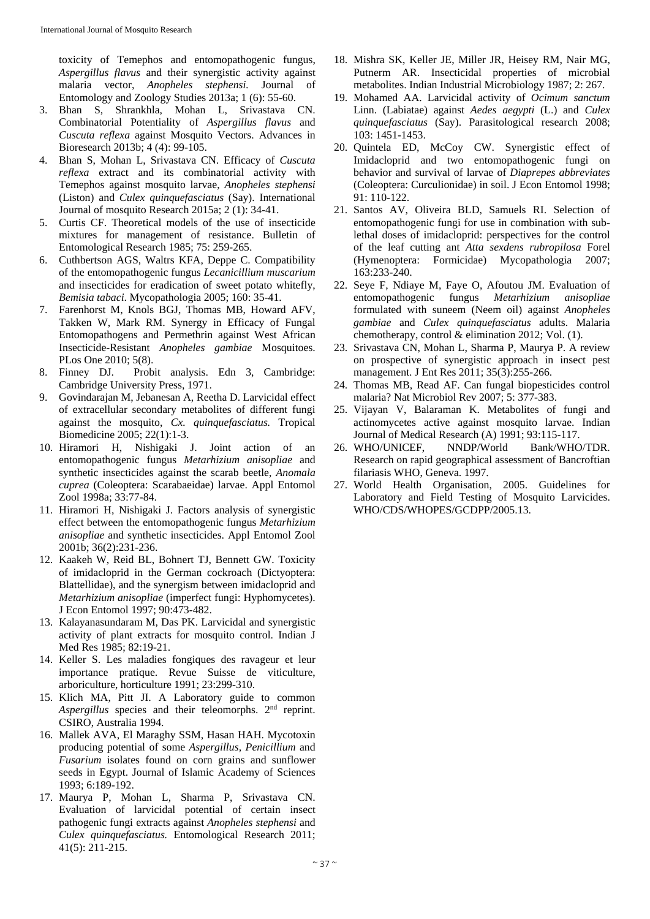toxicity of Temephos and entomopathogenic fungus, *Aspergillus flavus* and their synergistic activity against malaria vector, *Anopheles stephensi.* Journal of Entomology and Zoology Studies 2013a; 1 (6): 55-60.

3. Bhan S, Shrankhla, Mohan L, Srivastava CN. Combinatorial Potentiality of *Aspergillus flavus* and *Cuscuta reflexa* against Mosquito Vectors. Advances in Bioresearch 2013b; 4 (4): 99-105.
4. Bhan S, Mohan L, Srivastava CN. Efficacy of *Cuscuta reflexa* extract and its combinatorial activity with Temephos against mosquito larvae, *Anopheles stephensi* (Liston) and *Culex quinquefasciatus* (Say). International Journal of mosquito Research 2015a; 2 (1): 34-41.
5. Curtis CF. Theoretical models of the use of insecticide mixtures for management of resistance. Bulletin of Entomological Research 1985; 75: 259-265.
6. Cuthbertson AGS, Waltrs KFA, Deppe C. Compatibility of the entomopathogenic fungus *Lecanicillium muscarium* and insecticides for eradication of sweet potato whitefly, *Bemisia tabaci*. Mycopathologia 2005; 160: 35-41.
7. Farenhorst M, Knols BGJ, Thomas MB, Howard AFV, Takken W, Mark RM. Synergy in Efficacy of Fungal Entomopathogens and Permethrin against West African Insecticide-Resistant *Anopheles gambiae* Mosquitoes. PLos One 2010; 5(8).
8. Finney DJ. Probit analysis. Edn 3, Cambridge: Cambridge University Press, 1971.
9. Govindarajan M, Jebanesan A, Reetha D. Larvicidal effect of extracellular secondary metabolites of different fungi against the mosquito, *Cx. quinquefasciatus.* Tropical Biomedicine 2005; 22(1):1-3.
10. Hiramori H, Nishigaki J. Joint action of an entomopathogenic fungus *Metarhizium anisopliae* and synthetic insecticides against the scarab beetle, *Anomala cuprea* (Coleoptera: Scarabaeidae) larvae. Appl Entomol Zool 1998a; 33:77-84.
11. Hiramori H, Nishigaki J. Factors analysis of synergistic effect between the entomopathogenic fungus *Metarhizium anisopliae* and synthetic insecticides. Appl Entomol Zool 2001b; 36(2):231-236.
12. Kaakeh W, Reid BL, Bohnert TJ, Bennett GW. Toxicity of imidacloprid in the German cockroach (Dictyoptera: Blattellidae), and the synergism between imidacloprid and *Metarhizium anisopliae* (imperfect fungi: Hyphomycetes). J Econ Entomol 1997; 90:473-482.
13. Kalayanasundaram M, Das PK. Larvicidal and synergistic activity of plant extracts for mosquito control. Indian J Med Res 1985; 82:19-21.
14. Keller S. Les maladies fongiques des ravageur et leur importance pratique. Revue Suisse de viticulture, arboriculture, horticulture 1991; 23:299-310.
15. Klich MA, Pitt JI. A Laboratory guide to common *Aspergillus* species and their teleomorphs. 2nd reprint. CSIRO, Australia 1994.
16. Mallek AVA, El Maraghy SSM, Hasan HAH. Mycotoxin producing potential of some *Aspergillus, Penicillium* and *Fusarium* isolates found on corn grains and sunflower seeds in Egypt. Journal of Islamic Academy of Sciences 1993; 6:189-192.
17. Maurya P, Mohan L, Sharma P, Srivastava CN. Evaluation of larvicidal potential of certain insect pathogenic fungi extracts against *Anopheles stephensi* and *Culex quinquefasciatus.* Entomological Research 2011; 41(5): 211-215.
18. Mishra SK, Keller JE, Miller JR, Heisey RM, Nair MG, Putnerm AR. Insecticidal properties of microbial metabolites. Indian Industrial Microbiology 1987; 2: 267.
19. Mohamed AA. Larvicidal activity of *Ocimum sanctum* Linn. (Labiatae) against *Aedes aegypti* (L.) and *Culex quinquefasciatus* (Say). Parasitological research 2008; 103: 1451-1453.
20. Quintela ED, McCoy CW. Synergistic effect of Imidacloprid and two entomopathogenic fungi on behavior and survival of larvae of *Diaprepes abbreviates* (Coleoptera: Curculionidae) in soil. J Econ Entomol 1998; 91: 110-122.
21. Santos AV, Oliveira BLD, Samuels RI. Selection of entomopathogenic fungi for use in combination with sub-lethal doses of imidacloprid: perspectives for the control of the leaf cutting ant *Atta sexdens rubropilosa* Forel (Hymenoptera: Formicidae) Mycopathologia 2007; 163:233-240.
22. Seye F, Ndiaye M, Faye O, Afoutou JM. Evaluation of entomopathogenic fungus *Metarhizium anisopliae* formulated with suneem (Neem oil) against *Anopheles gambiae* and *Culex quinquefasciatus* adults. Malaria chemotherapy, control & elimination 2012; Vol. (1).
23. Srivastava CN, Mohan L, Sharma P, Maurya P. A review on prospective of synergistic approach in insect pest management. J Ent Res 2011; 35(3):255-266.
24. Thomas MB, Read AF. Can fungal biopesticides control malaria? Nat Microbiol Rev 2007; 5: 377-383.
25. Vijayan V, Balaraman K. Metabolites of fungi and actinomycetes active against mosquito larvae. Indian Journal of Medical Research (A) 1991; 93:115-117.
26. WHO/UNICEF, NNDP/World Bank/WHO/TDR. Research on rapid geographical assessment of Bancroftian filariasis WHO, Geneva. 1997.
27. World Health Organisation, 2005. Guidelines for Laboratory and Field Testing of Mosquito Larvicides. WHO/CDS/WHOPES/GCDPP/2005.13.